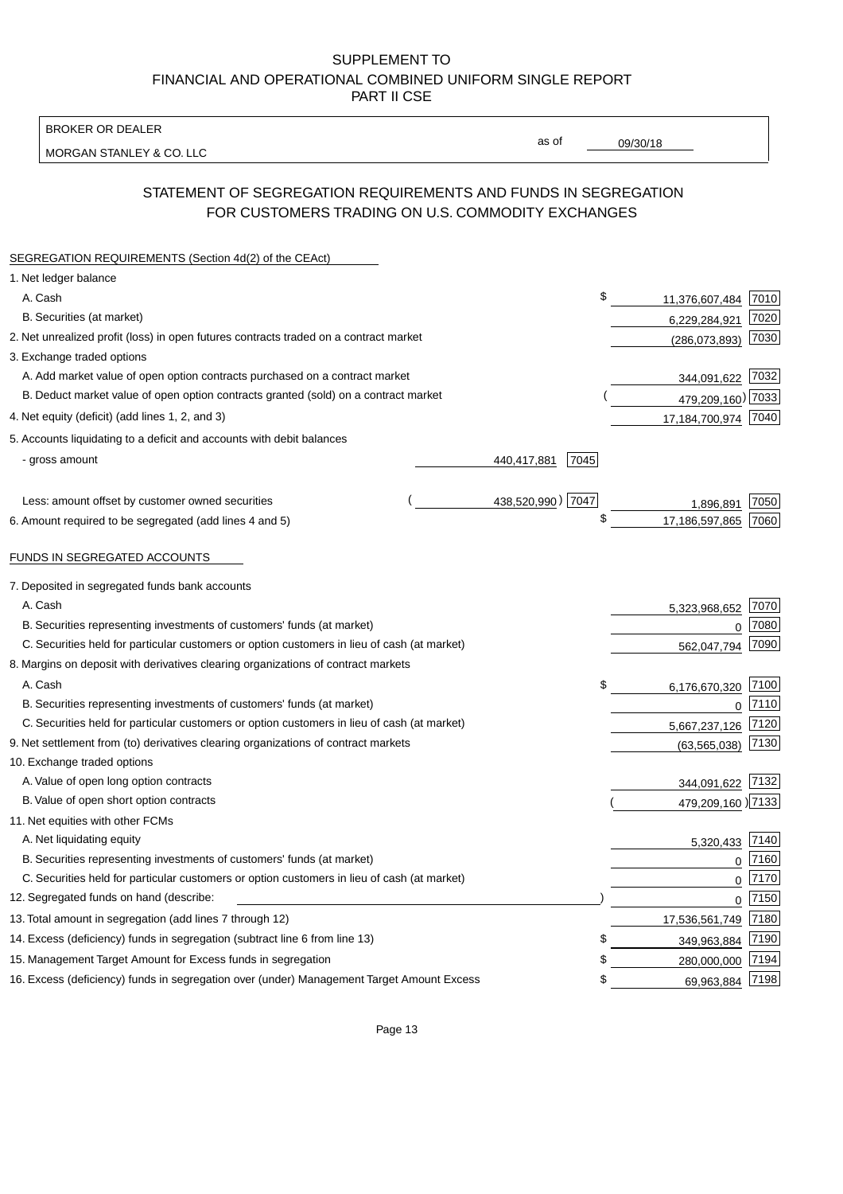# SUPPLEMENT TO
# FINANCIAL AND OPERATIONAL COMBINED UNIFORM SINGLE REPORT
# PART II CSE

BROKER OR DEALER

MORGAN STANLEY & CO. LLC

as of 09/30/18

## STATEMENT OF SEGREGATION REQUIREMENTS AND FUNDS IN SEGREGATION FOR CUSTOMERS TRADING ON U.S. COMMODITY EXCHANGES

| | | | | |
|---|---|---|---|---|
| **SEGREGATION REQUIREMENTS (Section 4d(2) of the CEAct)** | | | | |
| 1. Net ledger balance | | | | |
| A. Cash | | | $ 11,376,607,484 | 7010 |
| B. Securities (at market) | | | 6,229,284,921 | 7020 |
| 2. Net unrealized profit (loss) in open futures contracts traded on a contract market | | | (286,073,893) | 7030 |
| 3. Exchange traded options | | | | |
| A. Add market value of open option contracts purchased on a contract market | | | 344,091,622 | 7032 |
| B. Deduct market value of open option contracts granted (sold) on a contract market | | | (479,209,160) | 7033 |
| 4. Net equity (deficit) (add lines 1, 2, and 3) | | | 17,184,700,974 | 7040 |
| 5. Accounts liquidating to a deficit and accounts with debit balances | | | | |
| - gross amount | 440,417,881 | 7045 | | |
| Less: amount offset by customer owned securities | (438,520,990) | 7047 | 1,896,891 | 7050 |
| 6. Amount required to be segregated (add lines 4 and 5) | | | $ 17,186,597,865 | 7060 |
| **FUNDS IN SEGREGATED ACCOUNTS** | | | | |
| 7. Deposited in segregated funds bank accounts | | | | |
| A. Cash | | | 5,323,968,652 | 7070 |
| B. Securities representing investments of customers' funds (at market) | | | 0 | 7080 |
| C. Securities held for particular customers or option customers in lieu of cash (at market) | | | 562,047,794 | 7090 |
| 8. Margins on deposit with derivatives clearing organizations of contract markets | | | | |
| A. Cash | | | $ 6,176,670,320 | 7100 |
| B. Securities representing investments of customers' funds (at market) | | | 0 | 7110 |
| C. Securities held for particular customers or option customers in lieu of cash (at market) | | | 5,667,237,126 | 7120 |
| 9. Net settlement from (to) derivatives clearing organizations of contract markets | | | (63,565,038) | 7130 |
| 10. Exchange traded options | | | | |
| A. Value of open long option contracts | | | 344,091,622 | 7132 |
| B. Value of open short option contracts | | | (479,209,160) | 7133 |
| 11. Net equities with other FCMs | | | | |
| A. Net liquidating equity | | | 5,320,433 | 7140 |
| B. Securities representing investments of customers' funds (at market) | | | 0 | 7160 |
| C. Securities held for particular customers or option customers in lieu of cash (at market) | | | 0 | 7170 |
| 12. Segregated funds on hand (describe: ) | | | 0 | 7150 |
| 13. Total amount in segregation (add lines 7 through 12) | | | 17,536,561,749 | 7180 |
| 14. Excess (deficiency) funds in segregation (subtract line 6 from line 13) | | | $ 349,963,884 | 7190 |
| 15. Management Target Amount for Excess funds in segregation | | | $ 280,000,000 | 7194 |
| 16. Excess (deficiency) funds in segregation over (under) Management Target Amount Excess | | | $ 69,963,884 | 7198 |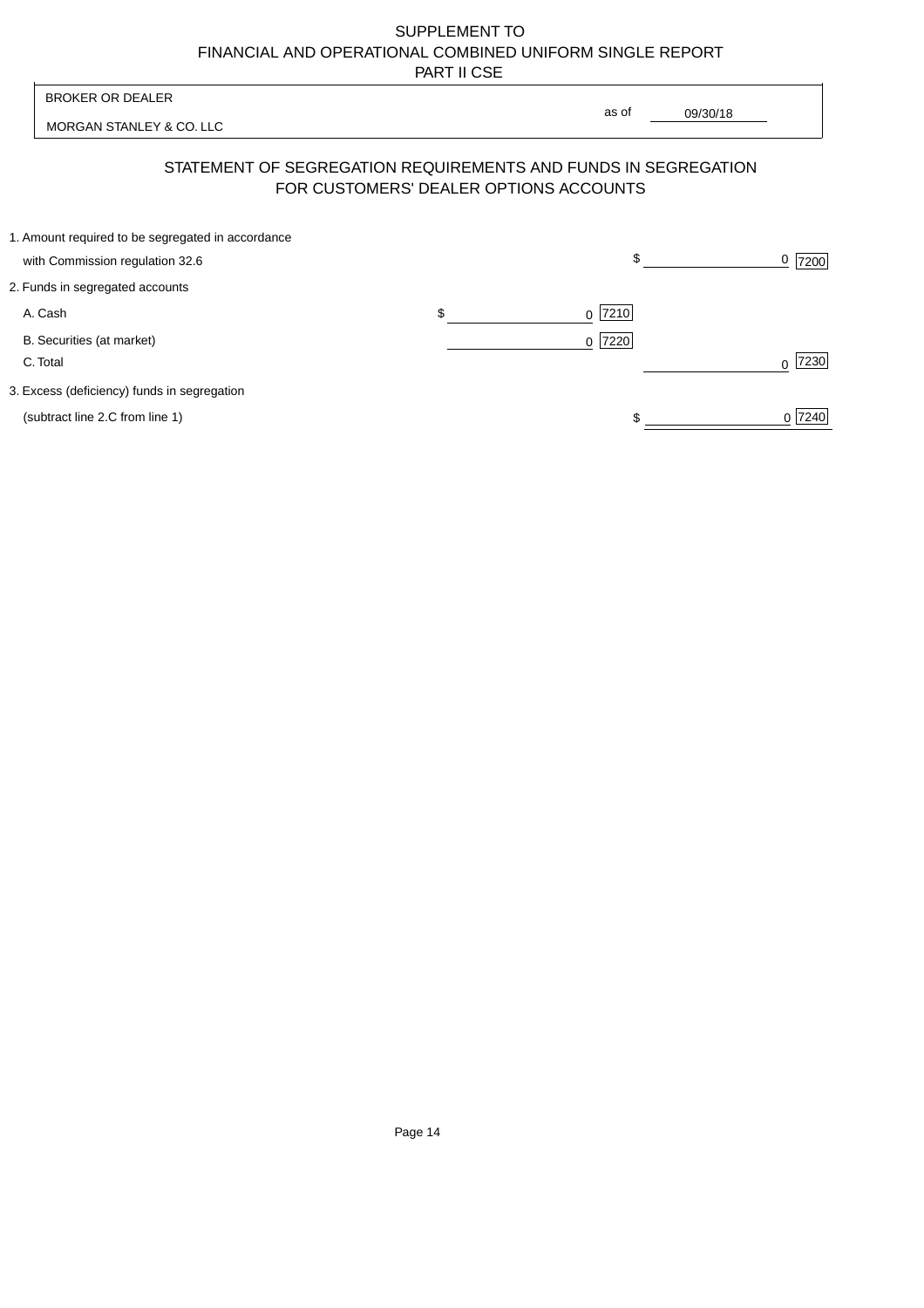SUPPLEMENT TO
FINANCIAL AND OPERATIONAL COMBINED UNIFORM SINGLE REPORT
PART II CSE

| BROKER OR DEALER | |
|---|---|
| MORGAN STANLEY & CO. LLC | as of 09/30/18 |

## STATEMENT OF SEGREGATION REQUIREMENTS AND FUNDS IN SEGREGATION FOR CUSTOMERS' DEALER OPTIONS ACCOUNTS

| | | |
|---|---|---|
| 1. Amount required to be segregated in accordance with Commission regulation 32.6 | | $ 0 [7200] |
| 2. Funds in segregated accounts | | |
| A. Cash | $ 0 [7210] | |
| B. Securities (at market) | 0 [7220] | |
| C. Total | | 0 [7230] |
| 3. Excess (deficiency) funds in segregation (subtract line 2.C from line 1) | | $ 0 [7240] |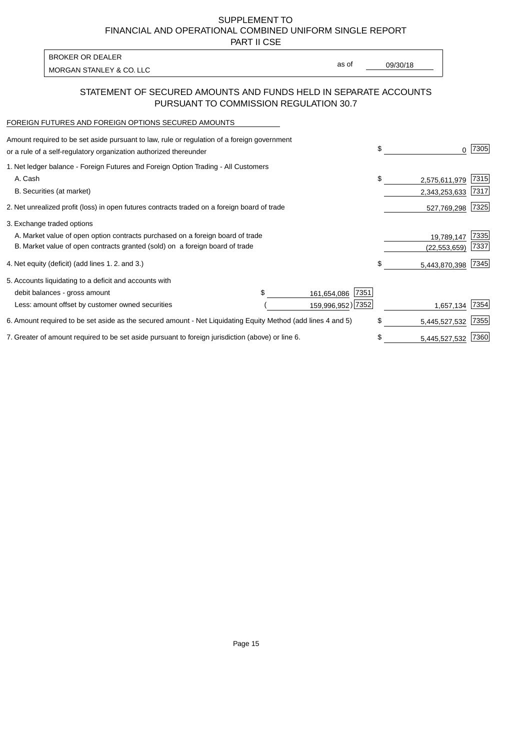SUPPLEMENT TO
FINANCIAL AND OPERATIONAL COMBINED UNIFORM SINGLE REPORT
PART II CSE

| BROKER OR DEALER | | |
|---|---|---|
| MORGAN STANLEY & CO. LLC | as of | 09/30/18 |

## STATEMENT OF SECURED AMOUNTS AND FUNDS HELD IN SEPARATE ACCOUNTS PURSUANT TO COMMISSION REGULATION 30.7

FOREIGN FUTURES AND FOREIGN OPTIONS SECURED AMOUNTS

| | | | | | |
|---|---|---|---|---|---|
| Amount required to be set aside pursuant to law, rule or regulation of a foreign government or a rule of a self-regulatory organization authorized thereunder | | | $ | 0 | 7305 |
| 1. Net ledger balance - Foreign Futures and Foreign Option Trading - All Customers | | | | | |
| A. Cash | | | $ | 2,575,611,979 | 7315 |
| B. Securities (at market) | | | | 2,343,253,633 | 7317 |
| 2. Net unrealized profit (loss) in open futures contracts traded on a foreign board of trade | | | | 527,769,298 | 7325 |
| 3. Exchange traded options | | | | | |
| A. Market value of open option contracts purchased on a foreign board of trade | | | | 19,789,147 | 7335 |
| B. Market value of open contracts granted (sold) on a foreign board of trade | | | | (22,553,659) | 7337 |
| 4. Net equity (deficit) (add lines 1. 2. and 3.) | | | $ | 5,443,870,398 | 7345 |
| 5. Accounts liquidating to a deficit and accounts with | | | | | |
| debit balances - gross amount | $ 161,654,086 | 7351 | | | |
| Less: amount offset by customer owned securities | (159,996,952) | 7352 | | 1,657,134 | 7354 |
| 6. Amount required to be set aside as the secured amount - Net Liquidating Equity Method (add lines 4 and 5) | | | $ | 5,445,527,532 | 7355 |
| 7. Greater of amount required to be set aside pursuant to foreign jurisdiction (above) or line 6. | | | $ | 5,445,527,532 | 7360 |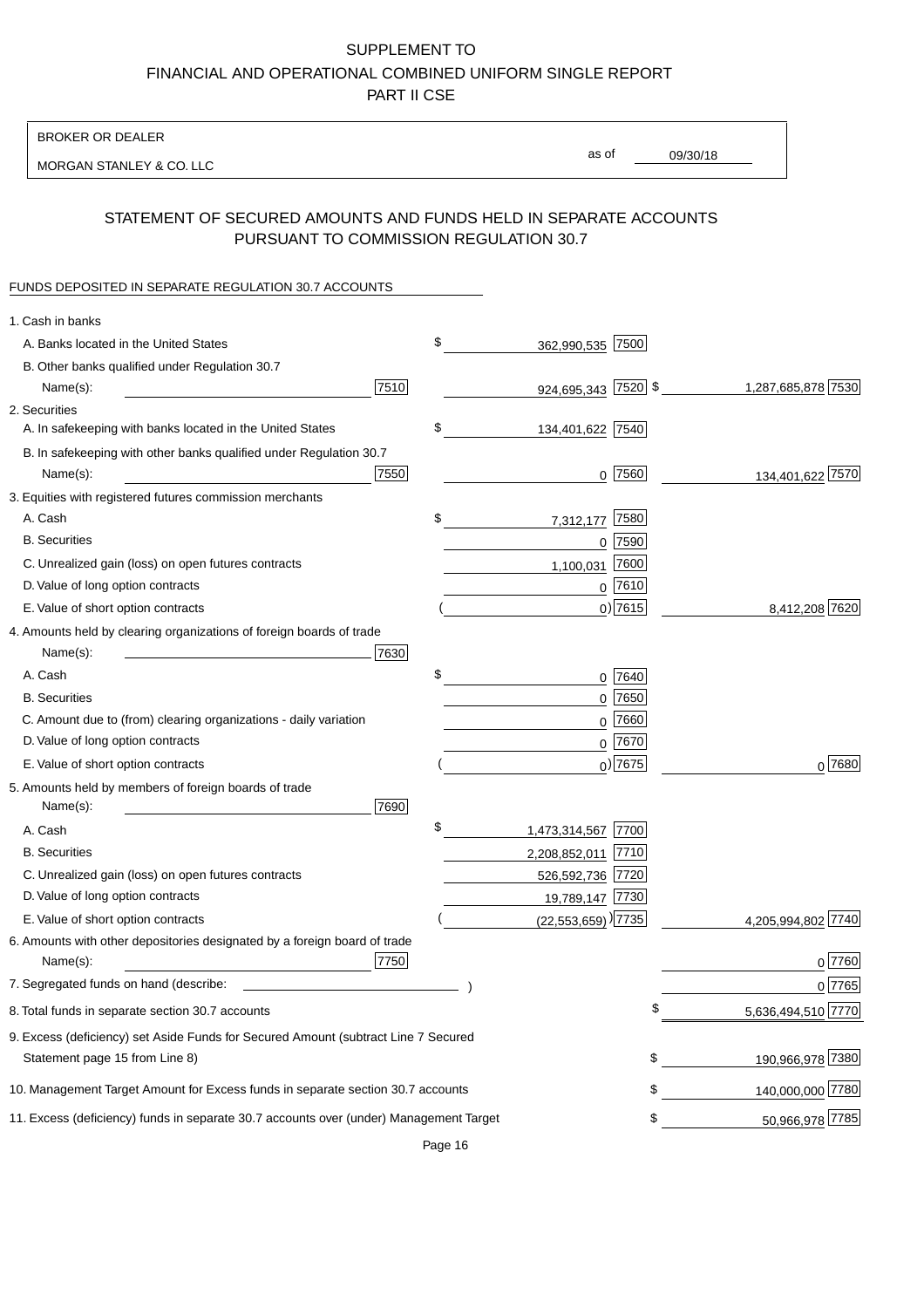# SUPPLEMENT TO
# FINANCIAL AND OPERATIONAL COMBINED UNIFORM SINGLE REPORT
# PART II CSE

BROKER OR DEALER

MORGAN STANLEY & CO. LLC

as of 09/30/18

## STATEMENT OF SECURED AMOUNTS AND FUNDS HELD IN SEPARATE ACCOUNTS PURSUANT TO COMMISSION REGULATION 30.7

FUNDS DEPOSITED IN SEPARATE REGULATION 30.7 ACCOUNTS

| | | | |
|---|---|---|---|
| 1. Cash in banks | | | |
| A. Banks located in the United States | | $ 362,990,535 [7500] | |
| B. Other banks qualified under Regulation 30.7 | | | |
| Name(s): | [7510] | 924,695,343 [7520] | $ 1,287,685,878 [7530] |
| 2. Securities | | | |
| A. In safekeeping with banks located in the United States | | $ 134,401,622 [7540] | |
| B. In safekeeping with other banks qualified under Regulation 30.7 | | | |
| Name(s): | [7550] | 0 [7560] | 134,401,622 [7570] |
| 3. Equities with registered futures commission merchants | | | |
| A. Cash | | $ 7,312,177 [7580] | |
| B. Securities | | 0 [7590] | |
| C. Unrealized gain (loss) on open futures contracts | | 1,100,031 [7600] | |
| D. Value of long option contracts | | 0 [7610] | |
| E. Value of short option contracts | | ( 0) [7615] | 8,412,208 [7620] |
| 4. Amounts held by clearing organizations of foreign boards of trade | | | |
| Name(s): | [7630] | | |
| A. Cash | | $ 0 [7640] | |
| B. Securities | | 0 [7650] | |
| C. Amount due to (from) clearing organizations - daily variation | | 0 [7660] | |
| D. Value of long option contracts | | 0 [7670] | |
| E. Value of short option contracts | | ( 0) [7675] | 0 [7680] |
| 5. Amounts held by members of foreign boards of trade | | | |
| Name(s): | [7690] | | |
| A. Cash | | $ 1,473,314,567 [7700] | |
| B. Securities | | 2,208,852,011 [7710] | |
| C. Unrealized gain (loss) on open futures contracts | | 526,592,736 [7720] | |
| D. Value of long option contracts | | 19,789,147 [7730] | |
| E. Value of short option contracts | | ( (22,553,659) ) [7735] | 4,205,994,802 [7740] |
| 6. Amounts with other depositories designated by a foreign board of trade | | | |
| Name(s): | [7750] | | 0 [7760] |
| 7. Segregated funds on hand (describe: ) | | | 0 [7765] |
| 8. Total funds in separate section 30.7 accounts | | | $ 5,636,494,510 [7770] |
| 9. Excess (deficiency) set Aside Funds for Secured Amount (subtract Line 7 Secured Statement page 15 from Line 8) | | | $ 190,966,978 [7380] |
| 10. Management Target Amount for Excess funds in separate section 30.7 accounts | | | $ 140,000,000 [7780] |
| 11. Excess (deficiency) funds in separate 30.7 accounts over (under) Management Target | | | $ 50,966,978 [7785] |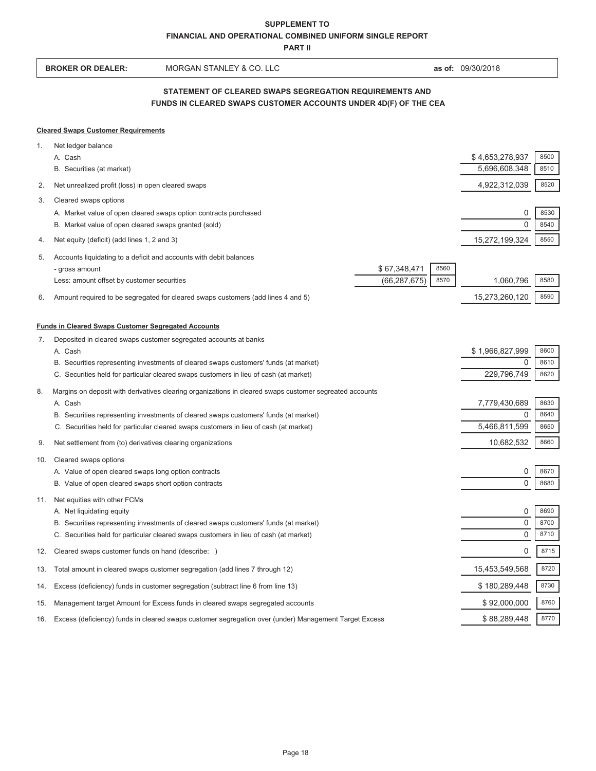**SUPPLEMENT TO**
**FINANCIAL AND OPERATIONAL COMBINED UNIFORM SINGLE REPORT**
**PART II**

| **BROKER OR DEALER:** | MORGAN STANLEY & CO. LLC | **as of:** 09/30/2018 |
|---|---|---|

## STATEMENT OF CLEARED SWAPS SEGREGATION REQUIREMENTS AND FUNDS IN CLEARED SWAPS CUSTOMER ACCOUNTS UNDER 4D(F) OF THE CEA

**Cleared Swaps Customer Requirements**

| | | | | | |
|---|---|---|---|---|---|
| 1. | Net ledger balance | | | | |
| | A. Cash | | | $ 4,653,278,937 | 8500 |
| | B. Securities (at market) | | | 5,696,608,348 | 8510 |
| 2. | Net unrealized profit (loss) in open cleared swaps | | | 4,922,312,039 | 8520 |
| 3. | Cleared swaps options | | | | |
| | A. Market value of open cleared swaps option contracts purchased | | | 0 | 8530 |
| | B. Market value of open cleared swaps granted (sold) | | | 0 | 8540 |
| 4. | Net equity (deficit) (add lines 1, 2 and 3) | | | 15,272,199,324 | 8550 |
| 5. | Accounts liquidating to a deficit and accounts with debit balances | | | | |
| | - gross amount | $ 67,348,471 | 8560 | | |
| | Less: amount offset by customer securities | (66,287,675) | 8570 | 1,060,796 | 8580 |
| 6. | Amount required to be segregated for cleared swaps customers (add lines 4 and 5) | | | 15,273,260,120 | 8590 |

**Funds in Cleared Swaps Customer Segregated Accounts**

| | | | |
|---|---|---|---|
| 7. | Deposited in cleared swaps customer segregated accounts at banks | | |
| | A. Cash | $ 1,966,827,999 | 8600 |
| | B. Securities representing investments of cleared swaps customers' funds (at market) | 0 | 8610 |
| | C. Securities held for particular cleared swaps customers in lieu of cash (at market) | 229,796,749 | 8620 |
| 8. | Margins on deposit with derivatives clearing organizations in cleared swaps customer segreated accounts | | |
| | A. Cash | 7,779,430,689 | 8630 |
| | B. Securities representing investments of cleared swaps customers' funds (at market) | 0 | 8640 |
| | C. Securities held for particular cleared swaps customers in lieu of cash (at market) | 5,466,811,599 | 8650 |
| 9. | Net settlement from (to) derivatives clearing organizations | 10,682,532 | 8660 |
| 10. | Cleared swaps options | | |
| | A. Value of open cleared swaps long option contracts | 0 | 8670 |
| | B. Value of open cleared swaps short option contracts | 0 | 8680 |
| 11. | Net equities with other FCMs | | |
| | A. Net liquidating equity | 0 | 8690 |
| | B. Securities representing investments of cleared swaps customers' funds (at market) | 0 | 8700 |
| | C. Securities held for particular cleared swaps customers in lieu of cash (at market) | 0 | 8710 |
| 12. | Cleared swaps customer funds on hand (describe: ) | 0 | 8715 |
| 13. | Total amount in cleared swaps customer segregation (add lines 7 through 12) | 15,453,549,568 | 8720 |
| 14. | Excess (deficiency) funds in customer segregation (subtract line 6 from line 13) | $ 180,289,448 | 8730 |
| 15. | Management target Amount for Excess funds in cleared swaps segregated accounts | $ 92,000,000 | 8760 |
| 16. | Excess (deficiency) funds in cleared swaps customer segregation over (under) Management Target Excess | $ 88,289,448 | 8770 |